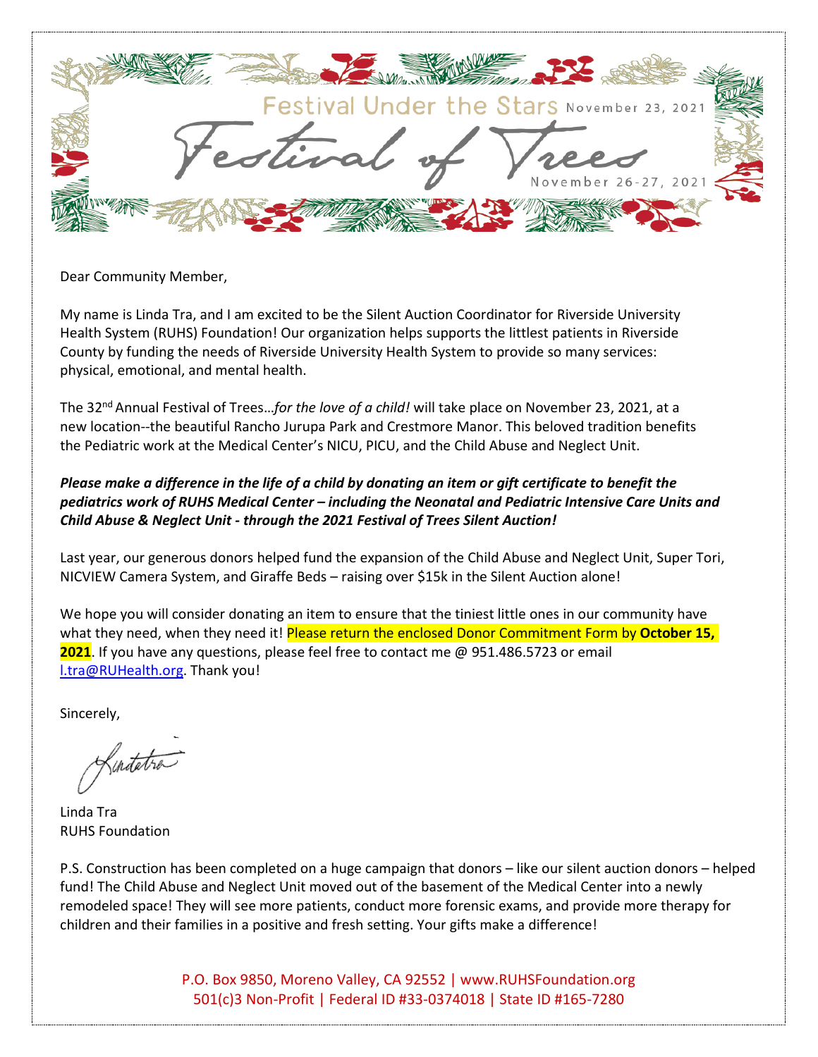Festival Under the Stars November 23, 2021

# Festival of Trees

November 26-27, 2021

Dear Community Member,

My name is Linda Tra, and I am excited to be the Silent Auction Coordinator for Riverside University Health System (RUHS) Foundation! Our organization helps supports the littlest patients in Riverside County by funding the needs of Riverside University Health System to provide so many services: physical, emotional, and mental health.

The 32nd Annual Festival of Trees…*for the love of a child!* will take place on November 23, 2021, at a new location--the beautiful Rancho Jurupa Park and Crestmore Manor. This beloved tradition benefits the Pediatric work at the Medical Center's NICU, PICU, and the Child Abuse and Neglect Unit.

***Please make a difference in the life of a child by donating an item or gift certificate to benefit the pediatrics work of RUHS Medical Center – including the Neonatal and Pediatric Intensive Care Units and Child Abuse & Neglect Unit - through the 2021 Festival of Trees Silent Auction!***

Last year, our generous donors helped fund the expansion of the Child Abuse and Neglect Unit, Super Tori, NICVIEW Camera System, and Giraffe Beds – raising over $15k in the Silent Auction alone!

We hope you will consider donating an item to ensure that the tiniest little ones in our community have what they need, when they need it! Please return the enclosed Donor Commitment Form by **October 15, 2021**. If you have any questions, please feel free to contact me @ 951.486.5723 or email l.tra@RUHealth.org. Thank you!

Sincerely,

Linda Tra
RUHS Foundation

P.S. Construction has been completed on a huge campaign that donors – like our silent auction donors – helped fund! The Child Abuse and Neglect Unit moved out of the basement of the Medical Center into a newly remodeled space! They will see more patients, conduct more forensic exams, and provide more therapy for children and their families in a positive and fresh setting. Your gifts make a difference!

P.O. Box 9850, Moreno Valley, CA 92552 | www.RUHSFoundation.org
501(c)3 Non-Profit | Federal ID #33-0374018 | State ID #165-7280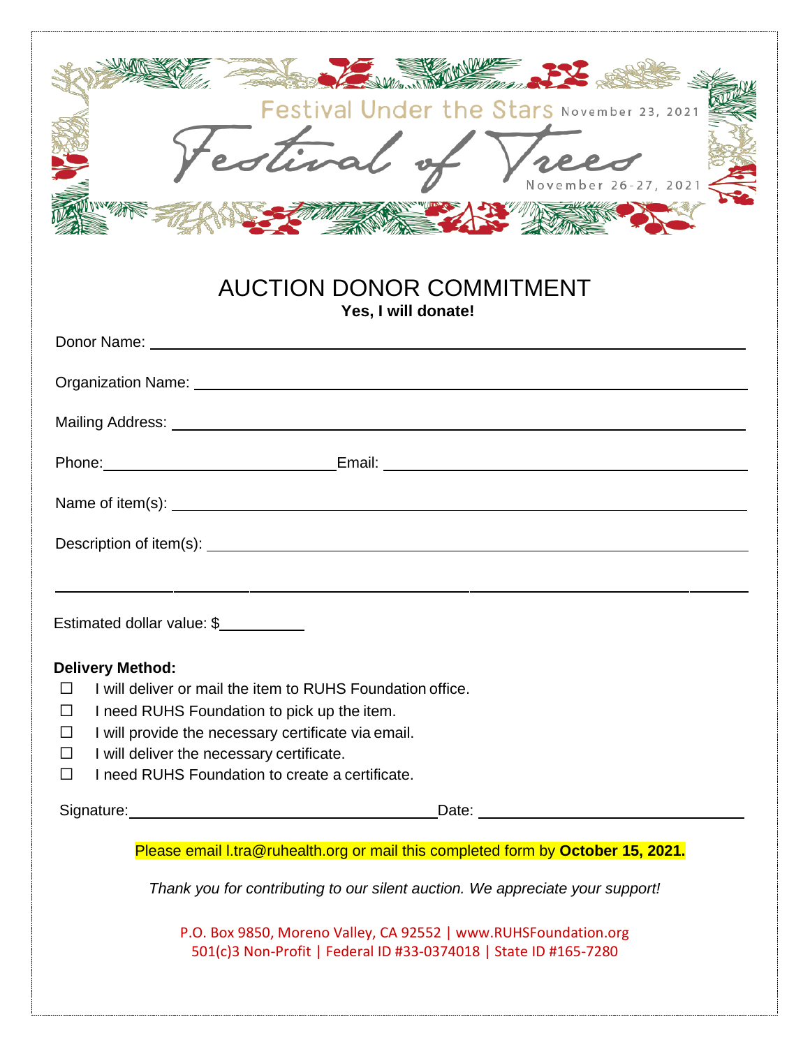Festival Under the Stars November 23, 2021

Festival of Trees November 26-27, 2021

# AUCTION DONOR COMMITMENT

**Yes, I will donate!**

Donor Name: \_\_\_\_\_\_\_\_\_\_\_\_\_\_\_\_\_\_\_\_\_\_\_\_\_\_\_\_\_\_\_\_\_\_\_\_\_\_\_\_

Organization Name: \_\_\_\_\_\_\_\_\_\_\_\_\_\_\_\_\_\_\_\_\_\_\_\_\_\_\_\_\_\_\_\_\_\_\_\_\_\_\_\_

Mailing Address: \_\_\_\_\_\_\_\_\_\_\_\_\_\_\_\_\_\_\_\_\_\_\_\_\_\_\_\_\_\_\_\_\_\_\_\_\_\_\_\_

Phone: \_\_\_\_\_\_\_\_\_\_\_\_\_\_\_\_\_\_\_\_ Email: \_\_\_\_\_\_\_\_\_\_\_\_\_\_\_\_\_\_\_\_\_\_\_\_\_\_\_\_

Name of item(s): \_\_\_\_\_\_\_\_\_\_\_\_\_\_\_\_\_\_\_\_\_\_\_\_\_\_\_\_\_\_\_\_\_\_\_\_\_\_\_\_

Description of item(s): \_\_\_\_\_\_\_\_\_\_\_\_\_\_\_\_\_\_\_\_\_\_\_\_\_\_\_\_\_\_\_\_\_\_\_\_\_\_\_\_

\_\_\_\_\_\_\_\_\_\_\_\_\_\_\_\_\_\_\_\_\_\_\_\_\_\_\_\_\_\_\_\_\_\_\_\_\_\_\_\_\_\_\_\_\_\_\_\_\_\_\_\_\_\_\_\_\_\_\_\_

Estimated dollar value: $\_\_\_\_\_\_\_\_\_\_

**Delivery Method:**

- ☐ I will deliver or mail the item to RUHS Foundation office.
- ☐ I need RUHS Foundation to pick up the item.
- ☐ I will provide the necessary certificate via email.
- ☐ I will deliver the necessary certificate.
- ☐ I need RUHS Foundation to create a certificate.

Signature: \_\_\_\_\_\_\_\_\_\_\_\_\_\_\_\_\_\_\_\_\_\_\_\_\_\_\_\_ Date: \_\_\_\_\_\_\_\_\_\_\_\_\_\_\_\_\_\_\_\_

Please email l.tra@ruhealth.org or mail this completed form by **October 15, 2021.**

*Thank you for contributing to our silent auction. We appreciate your support!*

P.O. Box 9850, Moreno Valley, CA 92552 | www.RUHSFoundation.org
501(c)3 Non-Profit | Federal ID #33-0374018 | State ID #165-7280